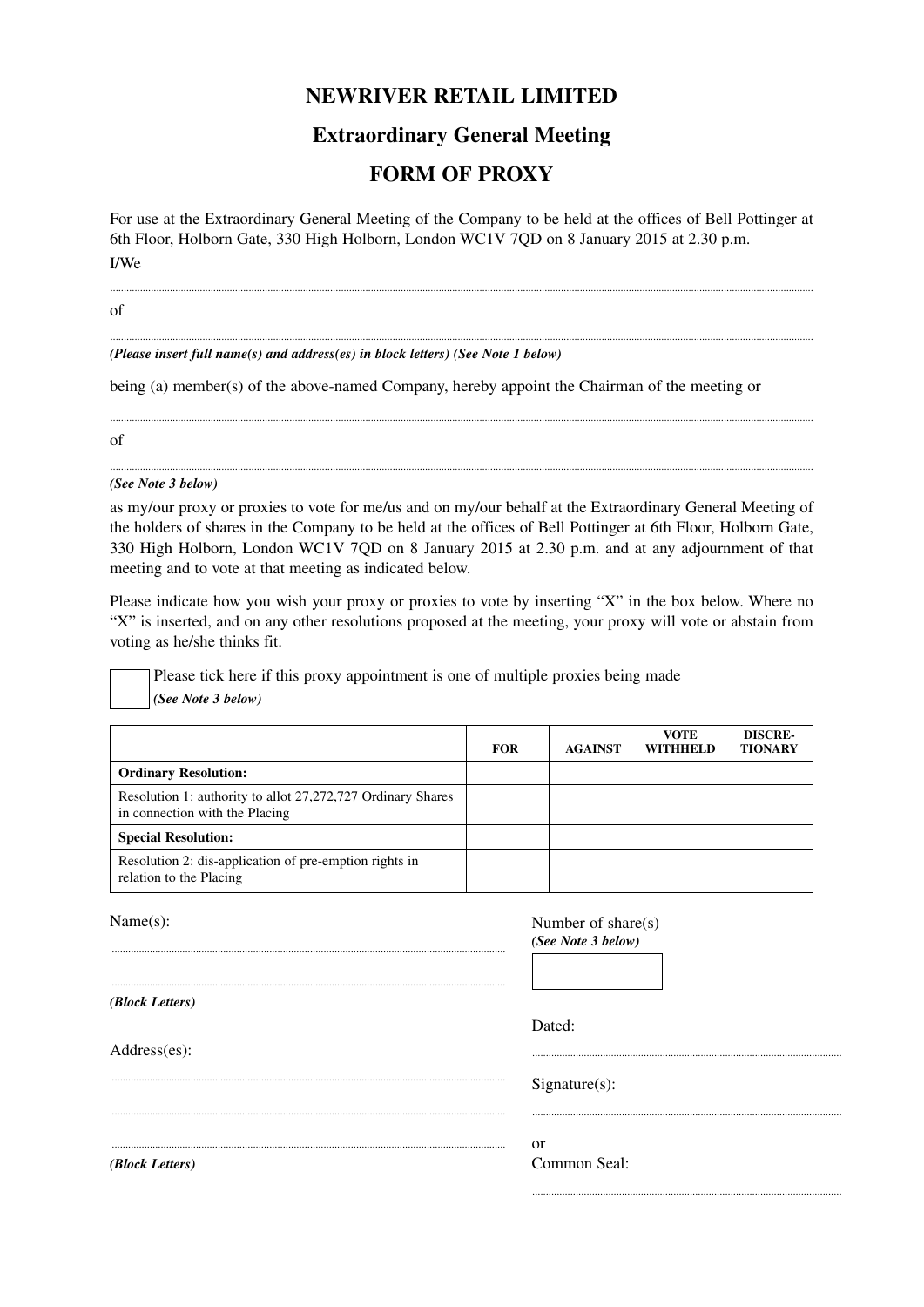# NEWRIVER RETAIL LIMITED

## Extraordinary General Meeting

## FORM OF PROXY

For use at the Extraordinary General Meeting of the Company to be held at the offices of Bell Pottinger at 6th Floor, Holborn Gate, 330 High Holborn, London WC1V 7QD on 8 January 2015 at 2.30 p.m.

I/We

..............................................................................................................................................................

of

..............................................................................................................................................................

***(Please insert full name(s) and address(es) in block letters) (See Note 1 below)***

being (a) member(s) of the above-named Company, hereby appoint the Chairman of the meeting or

..............................................................................................................................................................

of

..............................................................................................................................................................

***(See Note 3 below)***

as my/our proxy or proxies to vote for me/us and on my/our behalf at the Extraordinary General Meeting of the holders of shares in the Company to be held at the offices of Bell Pottinger at 6th Floor, Holborn Gate, 330 High Holborn, London WC1V 7QD on 8 January 2015 at 2.30 p.m. and at any adjournment of that meeting and to vote at that meeting as indicated below.

Please indicate how you wish your proxy or proxies to vote by inserting "X" in the box below. Where no "X" is inserted, and on any other resolutions proposed at the meeting, your proxy will vote or abstain from voting as he/she thinks fit.

☐ Please tick here if this proxy appointment is one of multiple proxies being made ***(See Note 3 below)***

| | FOR | AGAINST | VOTE WITHHELD | DISCRE-TIONARY |
|---|---|---|---|---|
| **Ordinary Resolution:** | | | | |
| Resolution 1: authority to allot 27,272,727 Ordinary Shares in connection with the Placing | | | | |
| **Special Resolution:** | | | | |
| Resolution 2: dis-application of pre-emption rights in relation to the Placing | | | | |

Name(s):

..............................................................................................

..............................................................................................

***(Block Letters)***

Address(es):

..............................................................................................

..............................................................................................

..............................................................................................

***(Block Letters)***

Number of share(s)
***(See Note 3 below)***

☐

Dated:

..............................................................................................

Signature(s):

..............................................................................................

or
Common Seal:

..............................................................................................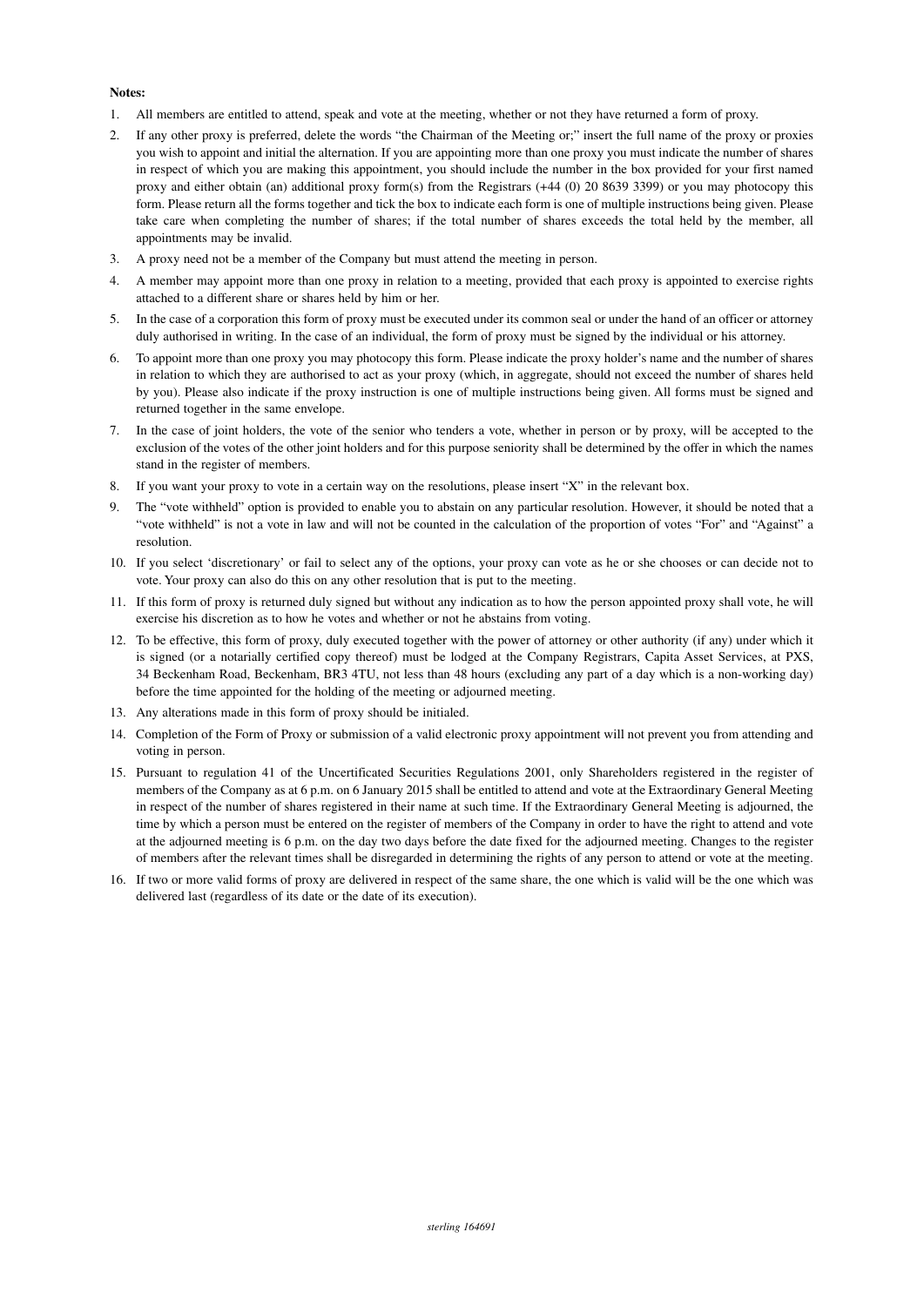**Notes:**

1. All members are entitled to attend, speak and vote at the meeting, whether or not they have returned a form of proxy.
2. If any other proxy is preferred, delete the words "the Chairman of the Meeting or;" insert the full name of the proxy or proxies you wish to appoint and initial the alternation. If you are appointing more than one proxy you must indicate the number of shares in respect of which you are making this appointment, you should include the number in the box provided for your first named proxy and either obtain (an) additional proxy form(s) from the Registrars (+44 (0) 20 8639 3399) or you may photocopy this form. Please return all the forms together and tick the box to indicate each form is one of multiple instructions being given. Please take care when completing the number of shares; if the total number of shares exceeds the total held by the member, all appointments may be invalid.
3. A proxy need not be a member of the Company but must attend the meeting in person.
4. A member may appoint more than one proxy in relation to a meeting, provided that each proxy is appointed to exercise rights attached to a different share or shares held by him or her.
5. In the case of a corporation this form of proxy must be executed under its common seal or under the hand of an officer or attorney duly authorised in writing. In the case of an individual, the form of proxy must be signed by the individual or his attorney.
6. To appoint more than one proxy you may photocopy this form. Please indicate the proxy holder's name and the number of shares in relation to which they are authorised to act as your proxy (which, in aggregate, should not exceed the number of shares held by you). Please also indicate if the proxy instruction is one of multiple instructions being given. All forms must be signed and returned together in the same envelope.
7. In the case of joint holders, the vote of the senior who tenders a vote, whether in person or by proxy, will be accepted to the exclusion of the votes of the other joint holders and for this purpose seniority shall be determined by the offer in which the names stand in the register of members.
8. If you want your proxy to vote in a certain way on the resolutions, please insert "X" in the relevant box.
9. The "vote withheld" option is provided to enable you to abstain on any particular resolution. However, it should be noted that a "vote withheld" is not a vote in law and will not be counted in the calculation of the proportion of votes "For" and "Against" a resolution.
10. If you select 'discretionary' or fail to select any of the options, your proxy can vote as he or she chooses or can decide not to vote. Your proxy can also do this on any other resolution that is put to the meeting.
11. If this form of proxy is returned duly signed but without any indication as to how the person appointed proxy shall vote, he will exercise his discretion as to how he votes and whether or not he abstains from voting.
12. To be effective, this form of proxy, duly executed together with the power of attorney or other authority (if any) under which it is signed (or a notarially certified copy thereof) must be lodged at the Company Registrars, Capita Asset Services, at PXS, 34 Beckenham Road, Beckenham, BR3 4TU, not less than 48 hours (excluding any part of a day which is a non-working day) before the time appointed for the holding of the meeting or adjourned meeting.
13. Any alterations made in this form of proxy should be initialed.
14. Completion of the Form of Proxy or submission of a valid electronic proxy appointment will not prevent you from attending and voting in person.
15. Pursuant to regulation 41 of the Uncertificated Securities Regulations 2001, only Shareholders registered in the register of members of the Company as at 6 p.m. on 6 January 2015 shall be entitled to attend and vote at the Extraordinary General Meeting in respect of the number of shares registered in their name at such time. If the Extraordinary General Meeting is adjourned, the time by which a person must be entered on the register of members of the Company in order to have the right to attend and vote at the adjourned meeting is 6 p.m. on the day two days before the date fixed for the adjourned meeting. Changes to the register of members after the relevant times shall be disregarded in determining the rights of any person to attend or vote at the meeting.
16. If two or more valid forms of proxy are delivered in respect of the same share, the one which is valid will be the one which was delivered last (regardless of its date or the date of its execution).

*sterling 164691*